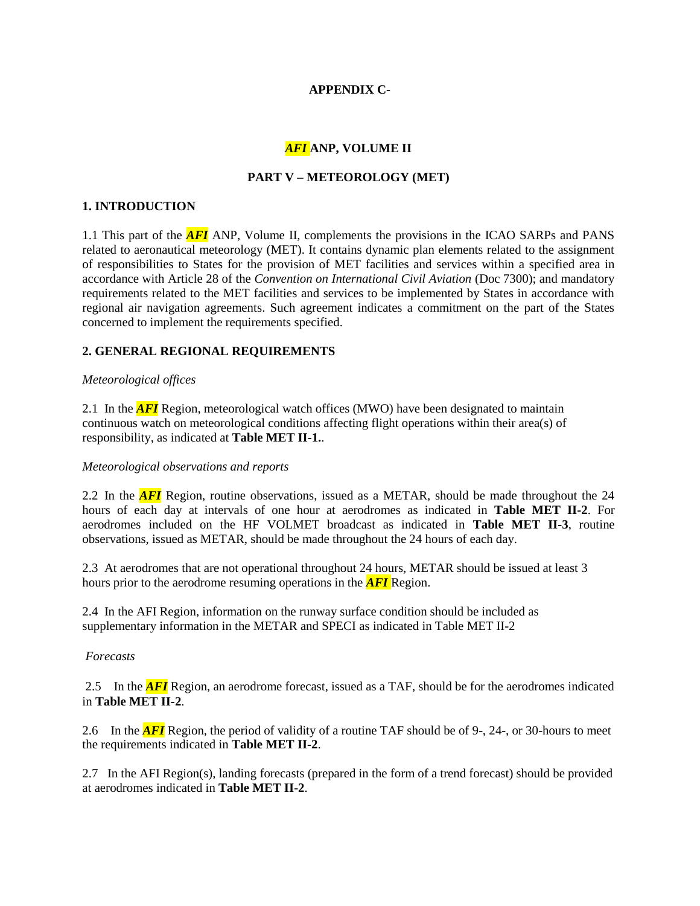**APPENDIX C-**

# *AFI* ANP, VOLUME II

## PART V – METEOROLOGY (MET)

### 1. INTRODUCTION

1.1 This part of the ***AFI*** ANP, Volume II, complements the provisions in the ICAO SARPs and PANS related to aeronautical meteorology (MET). It contains dynamic plan elements related to the assignment of responsibilities to States for the provision of MET facilities and services within a specified area in accordance with Article 28 of the *Convention on International Civil Aviation* (Doc 7300); and mandatory requirements related to the MET facilities and services to be implemented by States in accordance with regional air navigation agreements. Such agreement indicates a commitment on the part of the States concerned to implement the requirements specified.

### 2. GENERAL REGIONAL REQUIREMENTS

*Meteorological offices*

2.1 In the ***AFI*** Region, meteorological watch offices (MWO) have been designated to maintain continuous watch on meteorological conditions affecting flight operations within their area(s) of responsibility, as indicated at **Table MET II-1.**.

*Meteorological observations and reports*

2.2 In the ***AFI*** Region, routine observations, issued as a METAR, should be made throughout the 24 hours of each day at intervals of one hour at aerodromes as indicated in **Table MET II-2**. For aerodromes included on the HF VOLMET broadcast as indicated in **Table MET II-3**, routine observations, issued as METAR, should be made throughout the 24 hours of each day.

2.3 At aerodromes that are not operational throughout 24 hours, METAR should be issued at least 3 hours prior to the aerodrome resuming operations in the ***AFI*** Region.

2.4 In the AFI Region, information on the runway surface condition should be included as supplementary information in the METAR and SPECI as indicated in Table MET II-2

*Forecasts*

2.5 In the ***AFI*** Region, an aerodrome forecast, issued as a TAF, should be for the aerodromes indicated in **Table MET II-2**.

2.6 In the ***AFI*** Region, the period of validity of a routine TAF should be of 9-, 24-, or 30-hours to meet the requirements indicated in **Table MET II-2**.

2.7 In the AFI Region(s), landing forecasts (prepared in the form of a trend forecast) should be provided at aerodromes indicated in **Table MET II-2**.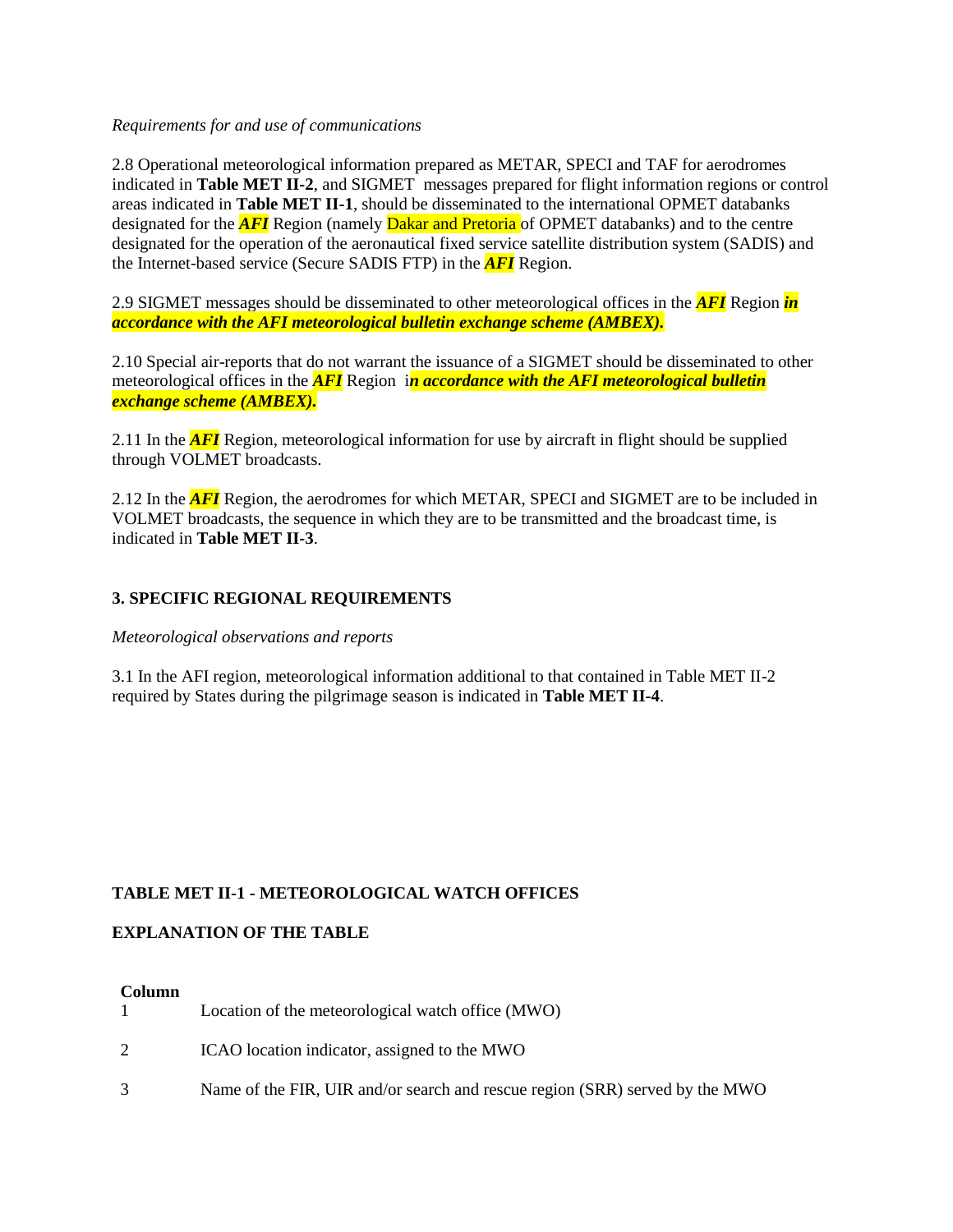*Requirements for and use of communications*

2.8 Operational meteorological information prepared as METAR, SPECI and TAF for aerodromes indicated in **Table MET II-2**, and SIGMET messages prepared for flight information regions or control areas indicated in **Table MET II-1**, should be disseminated to the international OPMET databanks designated for the ***AFI*** Region (namely Dakar and Pretoria of OPMET databanks) and to the centre designated for the operation of the aeronautical fixed service satellite distribution system (SADIS) and the Internet-based service (Secure SADIS FTP) in the ***AFI*** Region.

2.9 SIGMET messages should be disseminated to other meteorological offices in the ***AFI*** Region ***in accordance with the AFI meteorological bulletin exchange scheme (AMBEX).***

2.10 Special air-reports that do not warrant the issuance of a SIGMET should be disseminated to other meteorological offices in the ***AFI*** Region i***n accordance with the AFI meteorological bulletin exchange scheme (AMBEX).***

2.11 In the ***AFI*** Region, meteorological information for use by aircraft in flight should be supplied through VOLMET broadcasts.

2.12 In the ***AFI*** Region, the aerodromes for which METAR, SPECI and SIGMET are to be included in VOLMET broadcasts, the sequence in which they are to be transmitted and the broadcast time, is indicated in **Table MET II-3**.

## 3. SPECIFIC REGIONAL REQUIREMENTS

*Meteorological observations and reports*

3.1 In the AFI region, meteorological information additional to that contained in Table MET II-2 required by States during the pilgrimage season is indicated in **Table MET II-4**.

## TABLE MET II-1 - METEOROLOGICAL WATCH OFFICES

### EXPLANATION OF THE TABLE

| Column | |
|---|---|
| 1 | Location of the meteorological watch office (MWO) |
| 2 | ICAO location indicator, assigned to the MWO |
| 3 | Name of the FIR, UIR and/or search and rescue region (SRR) served by the MWO |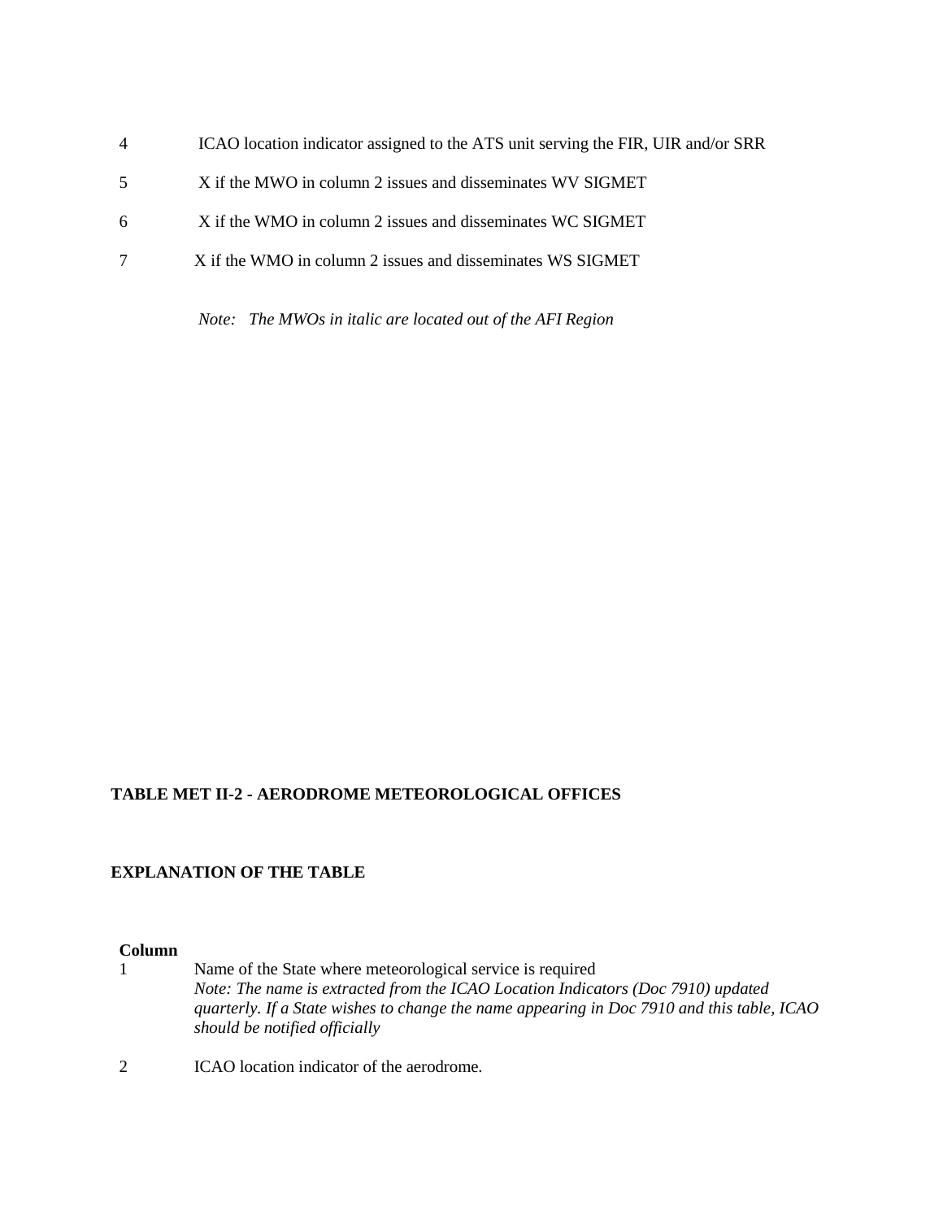4 ICAO location indicator assigned to the ATS unit serving the FIR, UIR and/or SRR

5 X if the MWO in column 2 issues and disseminates WV SIGMET

6 X if the WMO in column 2 issues and disseminates WC SIGMET

7 X if the WMO in column 2 issues and disseminates WS SIGMET

*Note: The MWOs in italic are located out of the AFI Region*

**TABLE MET II-2 - AERODROME METEOROLOGICAL OFFICES**

**EXPLANATION OF THE TABLE**

**Column**

1 Name of the State where meteorological service is required
*Note: The name is extracted from the ICAO Location Indicators (Doc 7910) updated quarterly. If a State wishes to change the name appearing in Doc 7910 and this table, ICAO should be notified officially*

2 ICAO location indicator of the aerodrome.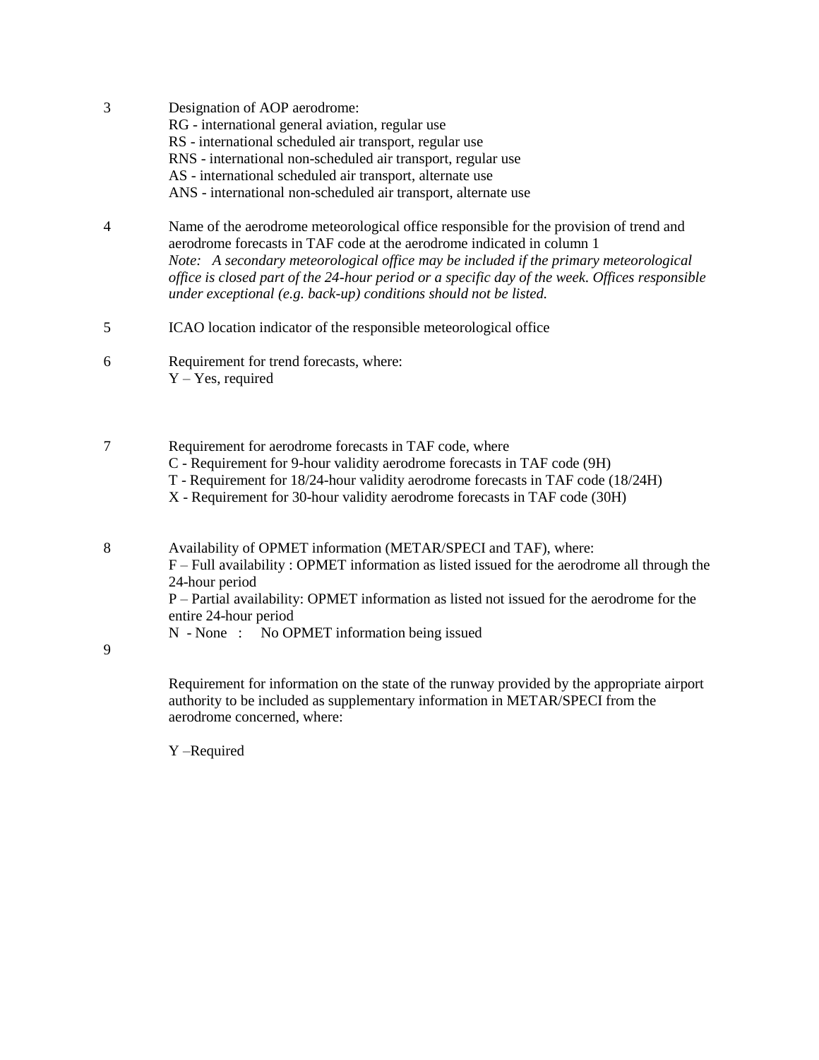3 Designation of AOP aerodrome:
RG - international general aviation, regular use
RS - international scheduled air transport, regular use
RNS - international non-scheduled air transport, regular use
AS - international scheduled air transport, alternate use
ANS - international non-scheduled air transport, alternate use

4 Name of the aerodrome meteorological office responsible for the provision of trend and aerodrome forecasts in TAF code at the aerodrome indicated in column 1
*Note: A secondary meteorological office may be included if the primary meteorological office is closed part of the 24-hour period or a specific day of the week. Offices responsible under exceptional (e.g. back-up) conditions should not be listed.*

5 ICAO location indicator of the responsible meteorological office

6 Requirement for trend forecasts, where:
Y – Yes, required

7 Requirement for aerodrome forecasts in TAF code, where
C - Requirement for 9-hour validity aerodrome forecasts in TAF code (9H)
T - Requirement for 18/24-hour validity aerodrome forecasts in TAF code (18/24H)
X - Requirement for 30-hour validity aerodrome forecasts in TAF code (30H)

8 Availability of OPMET information (METAR/SPECI and TAF), where:
F – Full availability : OPMET information as listed issued for the aerodrome all through the 24-hour period
P – Partial availability: OPMET information as listed not issued for the aerodrome for the entire 24-hour period
N - None : No OPMET information being issued

9 Requirement for information on the state of the runway provided by the appropriate airport authority to be included as supplementary information in METAR/SPECI from the aerodrome concerned, where:

Y –Required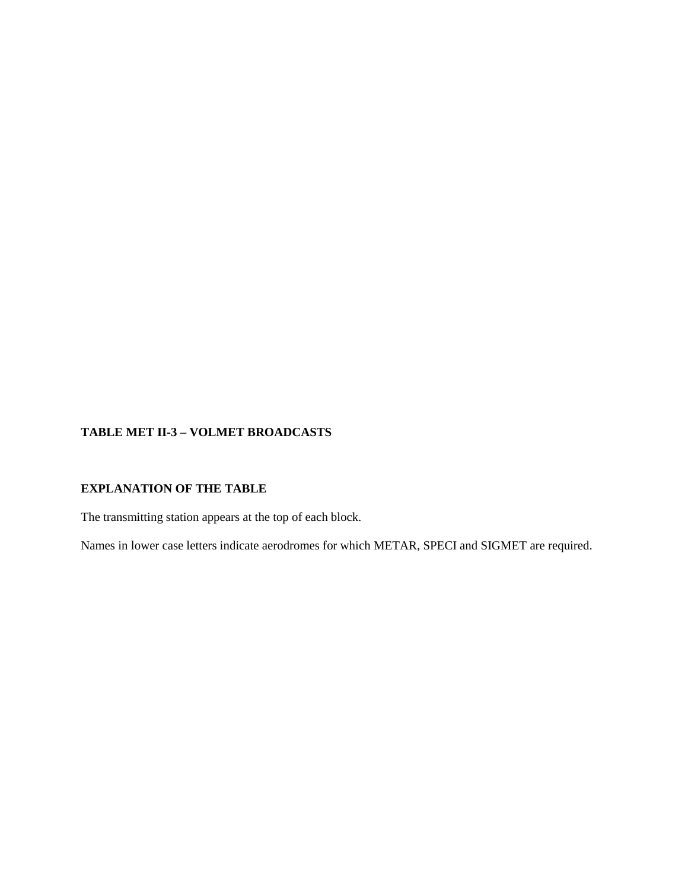**TABLE MET II-3 – VOLMET BROADCASTS**

**EXPLANATION OF THE TABLE**

The transmitting station appears at the top of each block.

Names in lower case letters indicate aerodromes for which METAR, SPECI and SIGMET are required.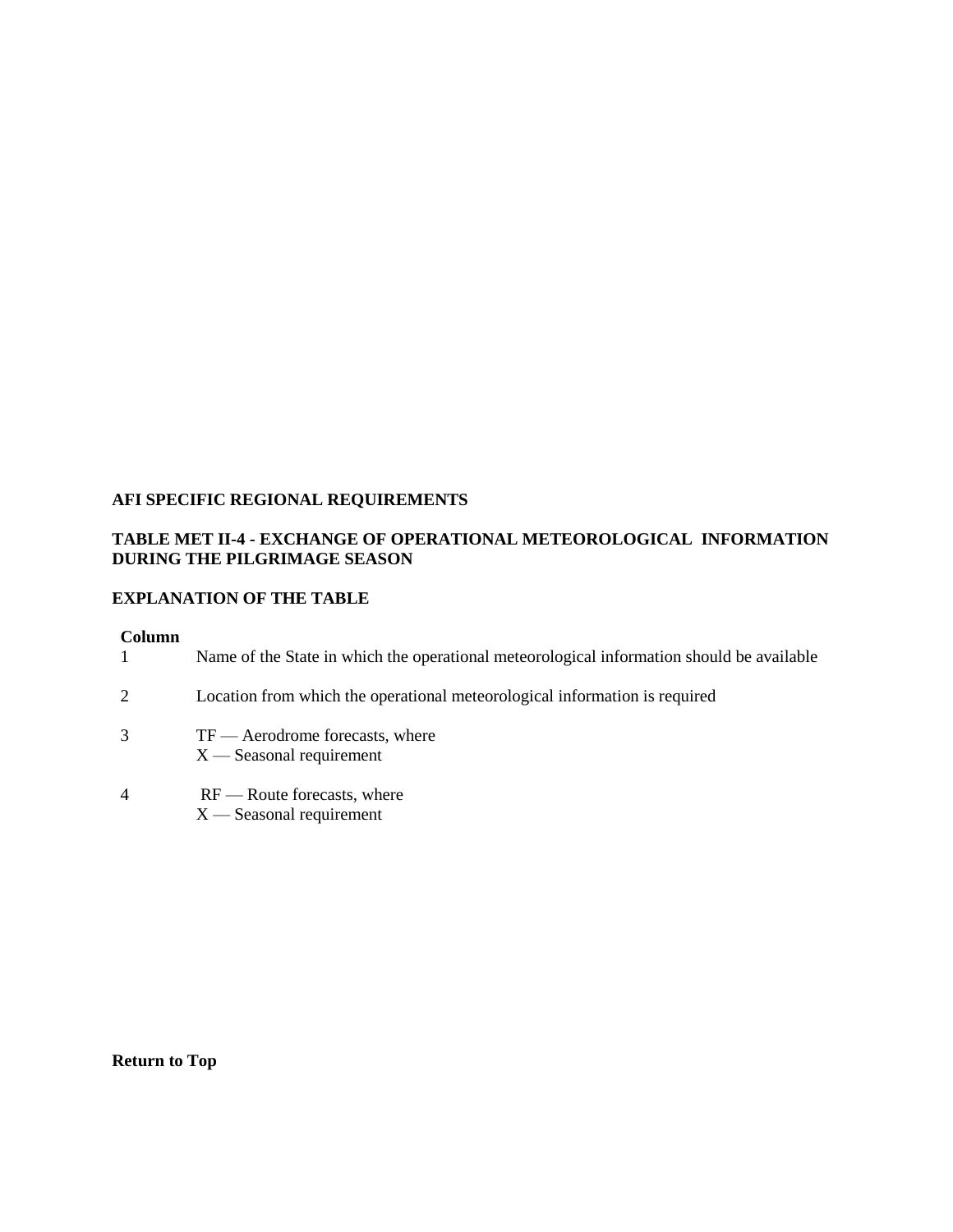**AFI SPECIFIC REGIONAL REQUIREMENTS**

**TABLE MET II-4 - EXCHANGE OF OPERATIONAL METEOROLOGICAL INFORMATION DURING THE PILGRIMAGE SEASON**

**EXPLANATION OF THE TABLE**

| **Column** | |
|---|---|
| 1 | Name of the State in which the operational meteorological information should be available |
| 2 | Location from which the operational meteorological information is required |
| 3 | TF — Aerodrome forecasts, where<br>X — Seasonal requirement |
| 4 | RF — Route forecasts, where<br>X — Seasonal requirement |

**Return to Top**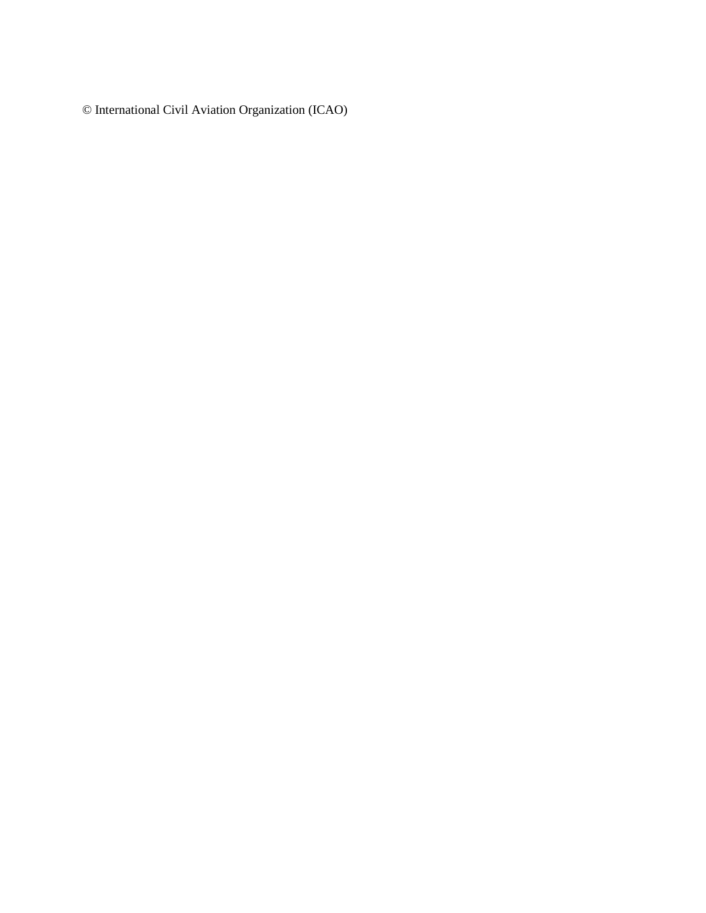© International Civil Aviation Organization (ICAO)